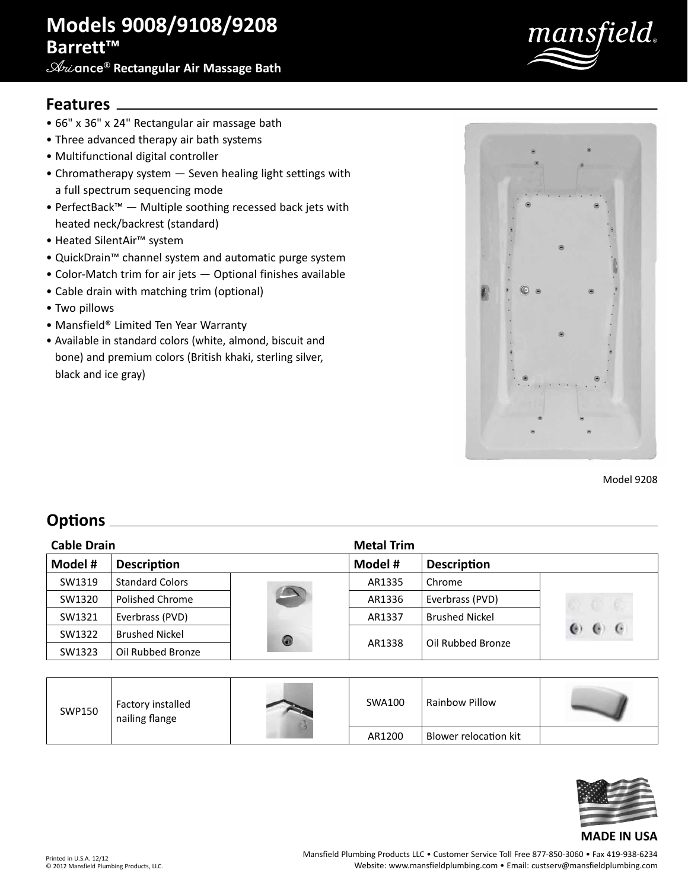# Models 9008/9108/9208

## Barrett™

### Ariance® Rectangular Air Massage Bath

## Features

- 66" x 36" x 24" Rectangular air massage bath
- Three advanced therapy air bath systems
- Multifunctional digital controller
- Chromatherapy system — Seven healing light settings with a full spectrum sequencing mode
- PerfectBack™ — Multiple soothing recessed back jets with heated neck/backrest (standard)
- Heated SilentAir™ system
- QuickDrain™ channel system and automatic purge system
- Color-Match trim for air jets — Optional finishes available
- Cable drain with matching trim (optional)
- Two pillows
- Mansfield® Limited Ten Year Warranty
- Available in standard colors (white, almond, biscuit and bone) and premium colors (British khaki, sterling silver, black and ice gray)

Model 9208

## Options

**Cable Drain**

| Model # | Description |
|---|---|
| SW1319 | Standard Colors |
| SW1320 | Polished Chrome |
| SW1321 | Everbrass (PVD) |
| SW1322 | Brushed Nickel |
| SW1323 | Oil Rubbed Bronze |

**Metal Trim**

| Model # | Description |
|---|---|
| AR1335 | Chrome |
| AR1336 | Everbrass (PVD) |
| AR1337 | Brushed Nickel |
| AR1338 | Oil Rubbed Bronze |

| Model # | Description |
|---|---|
| SWP150 | Factory installed nailing flange |
| SWA100 | Rainbow Pillow |
| AR1200 | Blower relocation kit |

**MADE IN USA**

Printed in U.S.A. 12/12
© 2012 Mansfield Plumbing Products, LLC.

Mansfield Plumbing Products LLC • Customer Service Toll Free 877-850-3060 • Fax 419-938-6234
Website: www.mansfieldplumbing.com • Email: custserv@mansfieldplumbing.com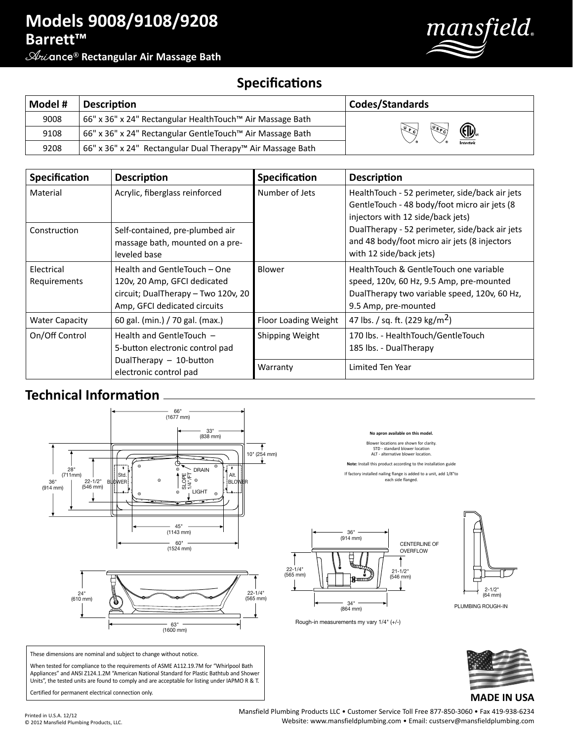# Models 9008/9108/9208

## Barrett™

### Ariance® Rectangular Air Massage Bath

mansfield®

## Specifications

| Model # | Description | Codes/Standards |
|---|---|---|
| 9008 | 66" x 36" x 24" Rectangular HealthTouch™ Air Massage Bath | |
| 9108 | 66" x 36" x 24" Rectangular GentleTouch™ Air Massage Bath | |
| 9208 | 66" x 36" x 24" Rectangular Dual Therapy™ Air Massage Bath | |

| Specification | Description | Specification | Description |
|---|---|---|---|
| Material | Acrylic, fiberglass reinforced | Number of Jets | HealthTouch - 52 perimeter, side/back air jets<br>GentleTouch - 48 body/foot micro air jets (8 injectors with 12 side/back jets)<br>DualTherapy - 52 perimeter, side/back air jets and 48 body/foot micro air jets (8 injectors with 12 side/back jets) |
| Construction | Self-contained, pre-plumbed air massage bath, mounted on a pre-leveled base | | |
| Electrical Requirements | Health and GentleTouch – One 120v, 20 Amp, GFCI dedicated circuit; DualTherapy – Two 120v, 20 Amp, GFCI dedicated circuits | Blower | HealthTouch & GentleTouch one variable speed, 120v, 60 Hz, 9.5 Amp, pre-mounted<br>DualTherapy two variable speed, 120v, 60 Hz, 9.5 Amp, pre-mounted |
| Water Capacity | 60 gal. (min.) / 70 gal. (max.) | Floor Loading Weight | 47 lbs. / sq. ft. (229 kg/$m^2$) |
| On/Off Control | Health and GentleTouch – 5-button electronic control pad<br>DualTherapy – 10-button electronic control pad | Shipping Weight | 170 lbs. - HealthTouch/GentleTouch<br>185 lbs. - DualTherapy |
| | | Warranty | Limited Ten Year |

## Technical Information

66" (1677 mm)
33" (838 mm)
10" (254 mm)
28" (711mm)
36" (914 mm)
22-1/2" (546 mm)
Std. BLOWER
Alt. BLOWER
DRAIN
SLOPE 1/4"/FT
LIGHT
45" (1143 mm)
60" (1524 mm)
24" (610 mm)
22-1/4" (565 mm)
63" (1600 mm)

**No apron available on this model.**

Blower locations are shown for clarity.
STD - standard blower location
ALT - alternative blower location.

**Note:** Install this product according to the installation guide

If factory installed nailing flange is added to a unit, add 1/8"to each side flanged.

36" (914 mm)
CENTERLINE OF OVERFLOW
22-1/4" (565 mm)
21-1/2" (546 mm)
34" (864 mm)
2-1/2" (64 mm)
PLUMBING ROUGH-IN

Rough-in measurements my vary 1/4" (+/-)

These dimensions are nominal and subject to change without notice.

When tested for compliance to the requirements of ASME A112.19.7M for "Whirlpool Bath Appliances" and ANSI Z124.1.2M "American National Standard for Plastic Bathtub and Shower Units", the tested units are found to comply and are acceptable for listing under IAPMO R & T.

Certified for permanent electrical connection only.

**MADE IN USA**

Printed in U.S.A. 12/12
© 2012 Mansfield Plumbing Products, LLC.

Mansfield Plumbing Products LLC • Customer Service Toll Free 877-850-3060 • Fax 419-938-6234
Website: www.mansfieldplumbing.com • Email: custserv@mansfieldplumbing.com